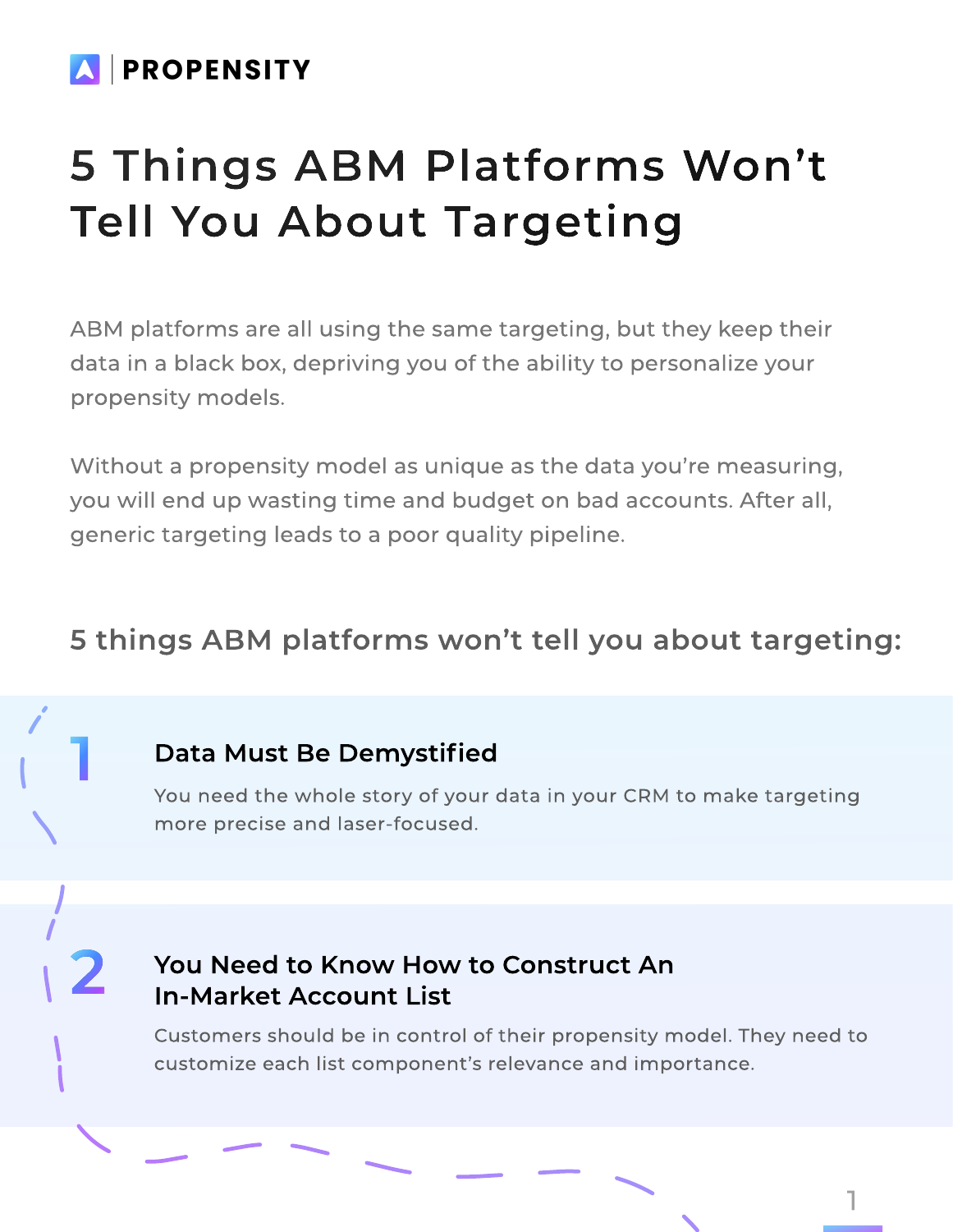PROPENSITY

# 5 Things ABM Platforms Won't Tell You About Targeting

ABM platforms are all using the same targeting, but they keep their data in a black box, depriving you of the ability to personalize your propensity models.

Without a propensity model as unique as the data you're measuring, you will end up wasting time and budget on bad accounts. After all, generic targeting leads to a poor quality pipeline.

## 5 things ABM platforms won't tell you about targeting:

### 1 Data Must Be Demystified

You need the whole story of your data in your CRM to make targeting more precise and laser-focused.

### 2 You Need to Know How to Construct An In-Market Account List

Customers should be in control of their propensity model. They need to customize each list component's relevance and importance.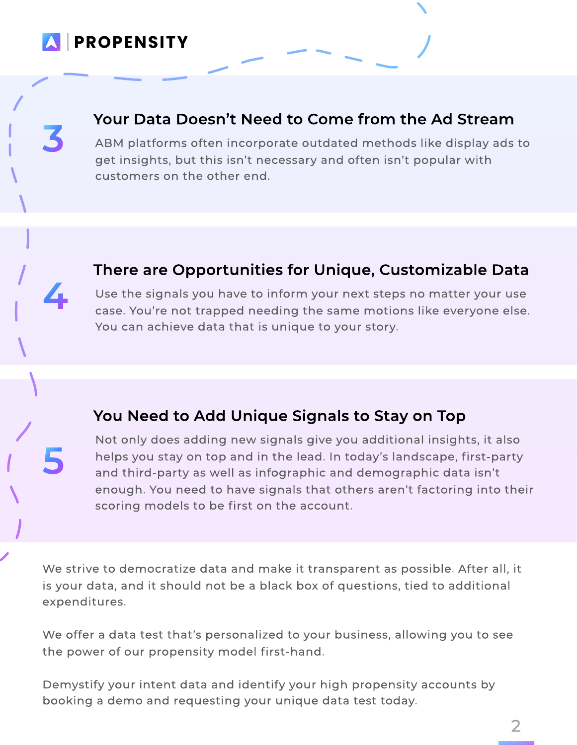**PROPENSITY**

## 3 Your Data Doesn't Need to Come from the Ad Stream

ABM platforms often incorporate outdated methods like display ads to get insights, but this isn't necessary and often isn't popular with customers on the other end.

## 4 There are Opportunities for Unique, Customizable Data

Use the signals you have to inform your next steps no matter your use case. You're not trapped needing the same motions like everyone else. You can achieve data that is unique to your story.

## 5 You Need to Add Unique Signals to Stay on Top

Not only does adding new signals give you additional insights, it also helps you stay on top and in the lead. In today's landscape, first-party and third-party as well as infographic and demographic data isn't enough. You need to have signals that others aren't factoring into their scoring models to be first on the account.

We strive to democratize data and make it transparent as possible. After all, it is your data, and it should not be a black box of questions, tied to additional expenditures.

We offer a data test that's personalized to your business, allowing you to see the power of our propensity model first-hand.

Demystify your intent data and identify your high propensity accounts by booking a demo and requesting your unique data test today.